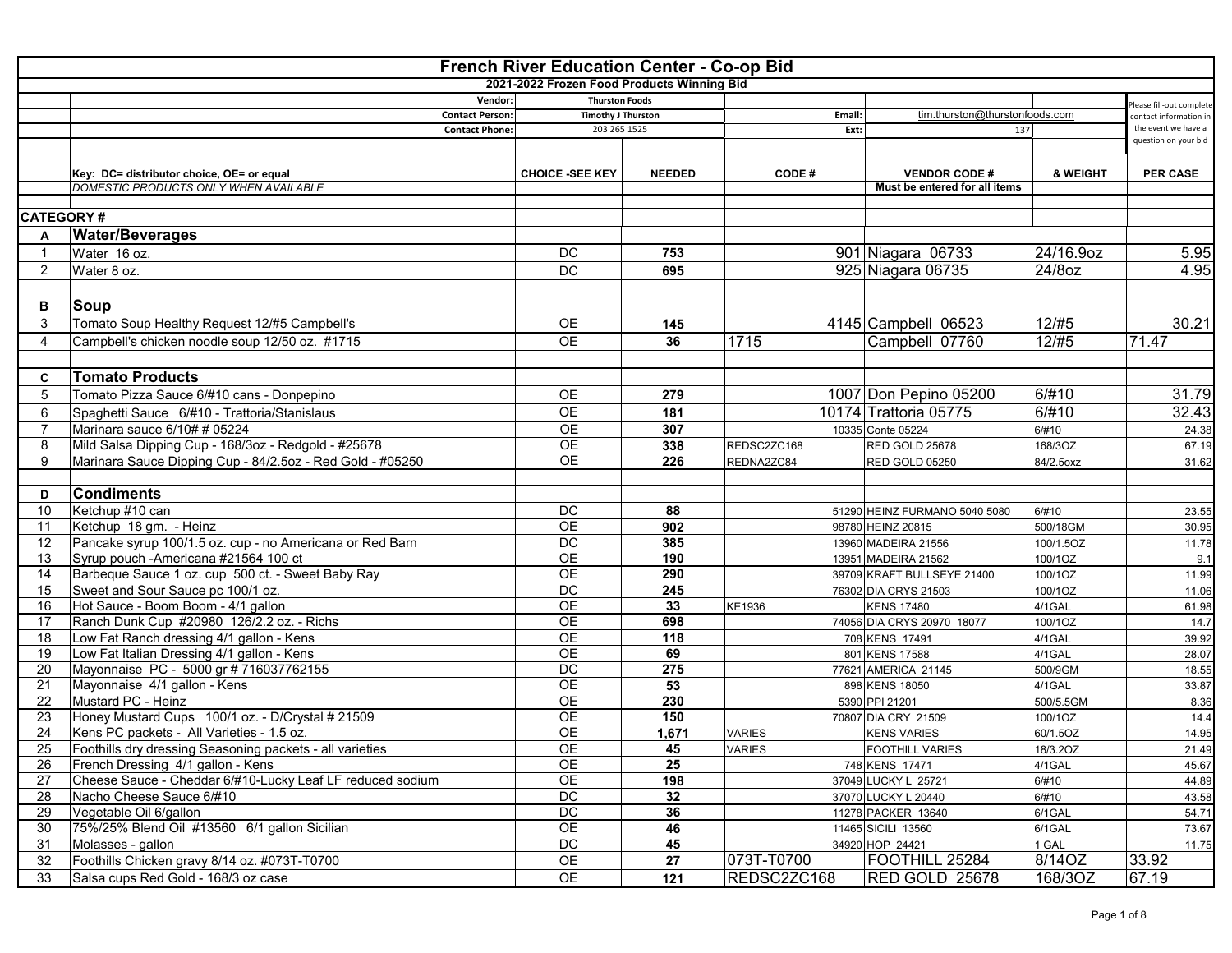# French River Education Center - Co-op Bid

## 2021-2022 Frozen Food Products Winning Bid

| | | | | | | | |
|---|---|---|---|---|---|---|---|
| | Vendor: | Thurston Foods | | | | | Please fill-out complete contact information in the event we have a question on your bid |
| | Contact Person: | Timothy J Thurston | | Email: | tim.thurston@thurstonfoods.com | | |
| | Contact Phone: | 203 265 1525 | | Ext: | 137 | | |
| | Key: DC= distributor choice, OE= or equal | CHOICE -SEE KEY | NEEDED | CODE # | VENDOR CODE # | & WEIGHT | PER CASE |
| | *DOMESTIC PRODUCTS ONLY WHEN AVAILABLE* | | | | Must be entered for all items | | |
| CATEGORY # | | | | | | | |
| A | **Water/Beverages** | | | | | | |
| 1 | Water 16 oz. | DC | 753 | 901 | Niagara 06733 | 24/16.9oz | 5.95 |
| 2 | Water 8 oz. | DC | 695 | 925 | Niagara 06735 | 24/8oz | 4.95 |
| B | **Soup** | | | | | | |
| 3 | Tomato Soup Healthy Request 12/#5 Campbell's | OE | 145 | 4145 | Campbell 06523 | 12/#5 | 30.21 |
| 4 | Campbell's chicken noodle soup 12/50 oz. #1715 | OE | 36 | 1715 | Campbell 07760 | 12/#5 | 71.47 |
| C | **Tomato Products** | | | | | | |
| 5 | Tomato Pizza Sauce 6/#10 cans - Donpepino | OE | 279 | 1007 | Don Pepino 05200 | 6/#10 | 31.79 |
| 6 | Spaghetti Sauce 6/#10 - Trattoria/Stanislaus | OE | 181 | 10174 | Trattoria 05775 | 6/#10 | 32.43 |
| 7 | Marinara sauce 6/10# # 05224 | OE | 307 | 10335 | Conte 05224 | 6/#10 | 24.38 |
| 8 | Mild Salsa Dipping Cup - 168/3oz - Redgold - #25678 | OE | 338 | REDSC2ZC168 | RED GOLD 25678 | 168/3OZ | 67.19 |
| 9 | Marinara Sauce Dipping Cup - 84/2.5oz - Red Gold - #05250 | OE | 226 | REDNA2ZC84 | RED GOLD 05250 | 84/2.5oxz | 31.62 |
| D | **Condiments** | | | | | | |
| 10 | Ketchup #10 can | DC | 88 | 51290 | HEINZ FURMANO 5040 5080 | 6/#10 | 23.55 |
| 11 | Ketchup 18 gm. - Heinz | OE | 902 | 98780 | HEINZ 20815 | 500/18GM | 30.95 |
| 12 | Pancake syrup 100/1.5 oz. cup - no Americana or Red Barn | DC | 385 | 13960 | MADEIRA 21556 | 100/1.5OZ | 11.78 |
| 13 | Syrup pouch -Americana #21564 100 ct | OE | 190 | 13951 | MADEIRA 21562 | 100/1OZ | 9.1 |
| 14 | Barbeque Sauce 1 oz. cup 500 ct. - Sweet Baby Ray | OE | 290 | 39709 | KRAFT BULLSEYE 21400 | 100/1OZ | 11.99 |
| 15 | Sweet and Sour Sauce pc 100/1 oz. | DC | 245 | 76302 | DIA CRYS 21503 | 100/1OZ | 11.06 |
| 16 | Hot Sauce - Boom Boom - 4/1 gallon | OE | 33 | KE1936 | KENS 17480 | 4/1GAL | 61.98 |
| 17 | Ranch Dunk Cup #20980 126/2.2 oz. - Richs | OE | 698 | 74056 | DIA CRYS 20970 18077 | 100/1OZ | 14.7 |
| 18 | Low Fat Ranch dressing 4/1 gallon - Kens | OE | 118 | 708 | KENS 17491 | 4/1GAL | 39.92 |
| 19 | Low Fat Italian Dressing 4/1 gallon - Kens | OE | 69 | 801 | KENS 17588 | 4/1GAL | 28.07 |
| 20 | Mayonnaise PC - 5000 gr # 716037762155 | DC | 275 | 77621 | AMERICA 21145 | 500/9GM | 18.55 |
| 21 | Mayonnaise 4/1 gallon - Kens | OE | 53 | 898 | KENS 18050 | 4/1GAL | 33.87 |
| 22 | Mustard PC - Heinz | OE | 230 | 5390 | PPI 21201 | 500/5.5GM | 8.36 |
| 23 | Honey Mustard Cups 100/1 oz. - D/Crystal # 21509 | OE | 150 | 70807 | DIA CRY 21509 | 100/1OZ | 14.4 |
| 24 | Kens PC packets - All Varieties - 1.5 oz. | OE | 1,671 | VARIES | KENS VARIES | 60/1.5OZ | 14.95 |
| 25 | Foothills dry dressing Seasoning packets - all varieties | OE | 45 | VARIES | FOOTHILL VARIES | 18/3.2OZ | 21.49 |
| 26 | French Dressing 4/1 gallon - Kens | OE | 25 | 748 | KENS 17471 | 4/1GAL | 45.67 |
| 27 | Cheese Sauce - Cheddar 6/#10-Lucky Leaf LF reduced sodium | OE | 198 | 37049 | LUCKY L 25721 | 6/#10 | 44.89 |
| 28 | Nacho Cheese Sauce 6/#10 | DC | 32 | 37070 | LUCKY L 20440 | 6/#10 | 43.58 |
| 29 | Vegetable Oil 6/gallon | DC | 36 | 11278 | PACKER 13640 | 6/1GAL | 54.71 |
| 30 | 75%/25% Blend Oil #13560 6/1 gallon Sicilian | OE | 46 | 11465 | SICILI 13560 | 6/1GAL | 73.67 |
| 31 | Molasses - gallon | DC | 45 | 34920 | HOP 24421 | 1 GAL | 11.75 |
| 32 | Foothills Chicken gravy 8/14 oz. #073T-T0700 | OE | 27 | 073T-T0700 | FOOTHILL 25284 | 8/14OZ | 33.92 |
| 33 | Salsa cups Red Gold - 168/3 oz case | OE | 121 | REDSC2ZC168 | RED GOLD 25678 | 168/3OZ | 67.19 |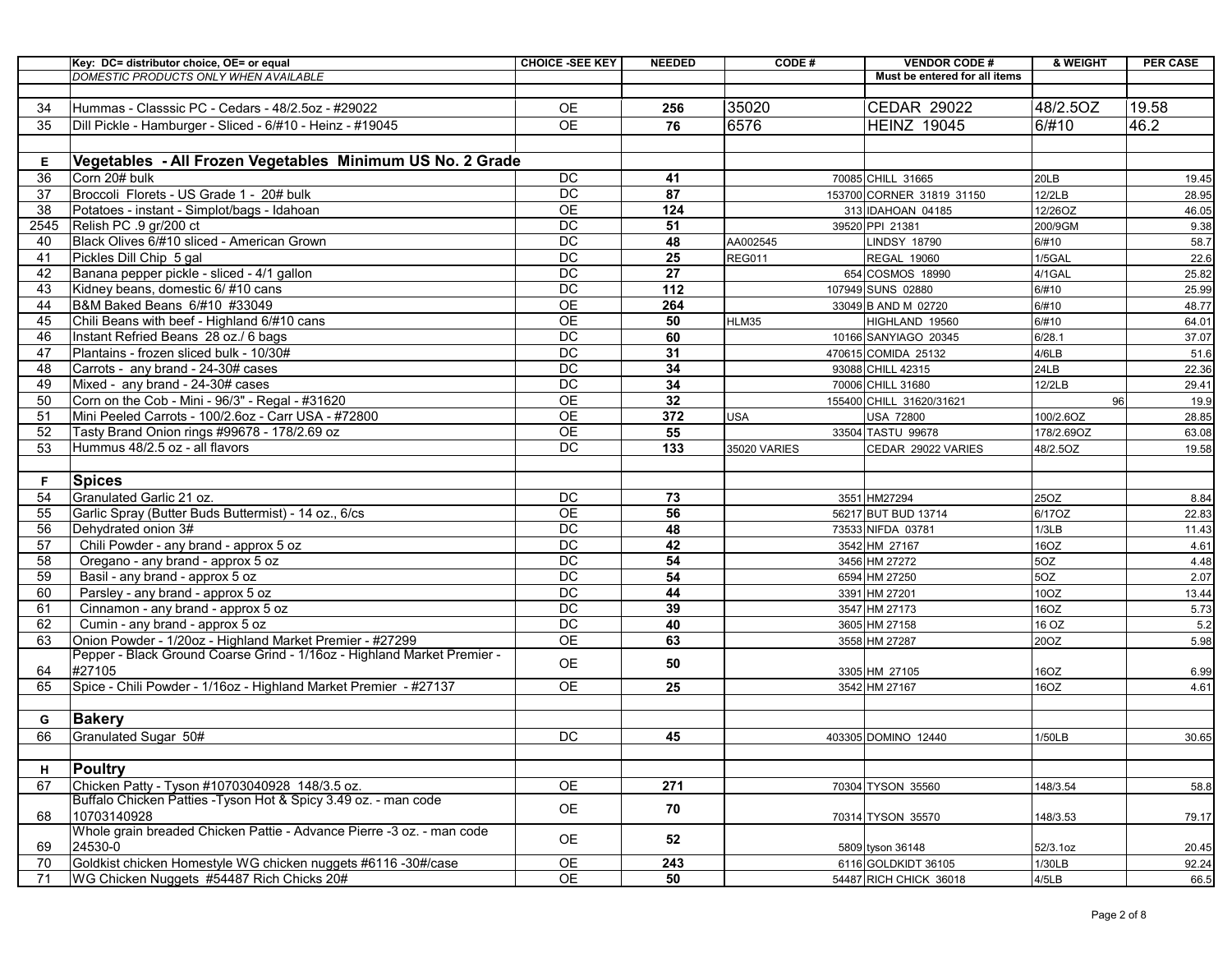| | Key: DC= distributor choice, OE= or equal | CHOICE -SEE KEY | NEEDED | CODE # | VENDOR CODE # | & WEIGHT | PER CASE |
|---|---|---|---|---|---|---|---|
| | *DOMESTIC PRODUCTS ONLY WHEN AVAILABLE* | | | | Must be entered for all items | | |
| | | | | | | | |
| 34 | Hummas - Classsic PC - Cedars - 48/2.5oz - #29022 | OE | 256 | 35020 | CEDAR 29022 | 48/2.5OZ | 19.58 |
| 35 | Dill Pickle - Hamburger - Sliced - 6/#10 - Heinz - #19045 | OE | 76 | 6576 | HEINZ 19045 | 6/#10 | 46.2 |
| | | | | | | | |
| **E** | **Vegetables - All Frozen Vegetables Minimum US No. 2 Grade** | | | | | | |
| 36 | Corn 20# bulk | DC | 41 | 70085 | CHILL 31665 | 20LB | 19.45 |
| 37 | Broccoli Florets - US Grade 1 - 20# bulk | DC | 87 | 153700 | CORNER 31819 31150 | 12/2LB | 28.95 |
| 38 | Potatoes - instant - Simplot/bags - Idahoan | OE | 124 | 313 | IDAHOAN 04185 | 12/26OZ | 46.05 |
| 2545 | Relish PC .9 gr/200 ct | DC | 51 | 39520 | PPI 21381 | 200/9GM | 9.38 |
| 40 | Black Olives 6/#10 sliced - American Grown | DC | 48 | AA002545 | LINDSY 18790 | 6/#10 | 58.7 |
| 41 | Pickles Dill Chip 5 gal | DC | 25 | REG011 | REGAL 19060 | 1/5GAL | 22.6 |
| 42 | Banana pepper pickle - sliced - 4/1 gallon | DC | 27 | 654 | COSMOS 18990 | 4/1GAL | 25.82 |
| 43 | Kidney beans, domestic 6/ #10 cans | DC | 112 | 107949 | SUNS 02880 | 6/#10 | 25.99 |
| 44 | B&M Baked Beans 6/#10 #33049 | OE | 264 | 33049 | B AND M 02720 | 6/#10 | 48.77 |
| 45 | Chili Beans with beef - Highland 6/#10 cans | OE | 50 | HLM35 | HIGHLAND 19560 | 6/#10 | 64.01 |
| 46 | Instant Refried Beans 28 oz./ 6 bags | DC | 60 | 10166 | SANYIAGO 20345 | 6/28.1 | 37.07 |
| 47 | Plantains - frozen sliced bulk - 10/30# | DC | 31 | 470615 | COMIDA 25132 | 4/6LB | 51.6 |
| 48 | Carrots - any brand - 24-30# cases | DC | 34 | 93088 | CHILL 42315 | 24LB | 22.36 |
| 49 | Mixed - any brand - 24-30# cases | DC | 34 | 70006 | CHILL 31680 | 12/2LB | 29.41 |
| 50 | Corn on the Cob - Mini - 96/3" - Regal - #31620 | OE | 32 | 155400 | CHILL 31620/31621 | 96 | 19.9 |
| 51 | Mini Peeled Carrots - 100/2.6oz - Carr USA - #72800 | OE | 372 | USA | USA 72800 | 100/2.6OZ | 28.85 |
| 52 | Tasty Brand Onion rings #99678 - 178/2.69 oz | OE | 55 | 33504 | TASTU 99678 | 178/2.69OZ | 63.08 |
| 53 | Hummus 48/2.5 oz - all flavors | DC | 133 | 35020 VARIES | CEDAR 29022 VARIES | 48/2.5OZ | 19.58 |
| | | | | | | | |
| **F** | **Spices** | | | | | | |
| 54 | Granulated Garlic 21 oz. | DC | 73 | 3551 | HM27294 | 25OZ | 8.84 |
| 55 | Garlic Spray (Butter Buds Buttermist) - 14 oz., 6/cs | OE | 56 | 56217 | BUT BUD 13714 | 6/17OZ | 22.83 |
| 56 | Dehydrated onion 3# | DC | 48 | 73533 | NIFDA 03781 | 1/3LB | 11.43 |
| 57 | Chili Powder - any brand - approx 5 oz | DC | 42 | 3542 | HM 27167 | 16OZ | 4.61 |
| 58 | Oregano - any brand - approx 5 oz | DC | 54 | 3456 | HM 27272 | 5OZ | 4.48 |
| 59 | Basil - any brand - approx 5 oz | DC | 54 | 6594 | HM 27250 | 5OZ | 2.07 |
| 60 | Parsley - any brand - approx 5 oz | DC | 44 | 3391 | HM 27201 | 10OZ | 13.44 |
| 61 | Cinnamon - any brand - approx 5 oz | DC | 39 | 3547 | HM 27173 | 16OZ | 5.73 |
| 62 | Cumin - any brand - approx 5 oz | DC | 40 | 3605 | HM 27158 | 16 OZ | 5.2 |
| 63 | Onion Powder - 1/20oz - Highland Market Premier - #27299 | OE | 63 | 3558 | HM 27287 | 20OZ | 5.98 |
| 64 | Pepper - Black Ground Coarse Grind - 1/16oz - Highland Market Premier - #27105 | OE | 50 | 3305 | HM 27105 | 16OZ | 6.99 |
| 65 | Spice - Chili Powder - 1/16oz - Highland Market Premier - #27137 | OE | 25 | 3542 | HM 27167 | 16OZ | 4.61 |
| | | | | | | | |
| **G** | **Bakery** | | | | | | |
| 66 | Granulated Sugar 50# | DC | 45 | 403305 | DOMINO 12440 | 1/50LB | 30.65 |
| | | | | | | | |
| **H** | **Poultry** | | | | | | |
| 67 | Chicken Patty - Tyson #10703040928 148/3.5 oz. | OE | 271 | 70304 | TYSON 35560 | 148/3.54 | 58.8 |
| 68 | Buffalo Chicken Patties -Tyson Hot & Spicy 3.49 oz. - man code 10703140928 | OE | 70 | 70314 | TYSON 35570 | 148/3.53 | 79.17 |
| 69 | Whole grain breaded Chicken Pattie - Advance Pierre -3 oz. - man code 24530-0 | OE | 52 | 5809 | tyson 36148 | 52/3.1oz | 20.45 |
| 70 | Goldkist chicken Homestyle WG chicken nuggets #6116 -30#/case | OE | 243 | 6116 | GOLDKIDT 36105 | 1/30LB | 92.24 |
| 71 | WG Chicken Nuggets #54487 Rich Chicks 20# | OE | 50 | 54487 | RICH CHICK 36018 | 4/5LB | 66.5 |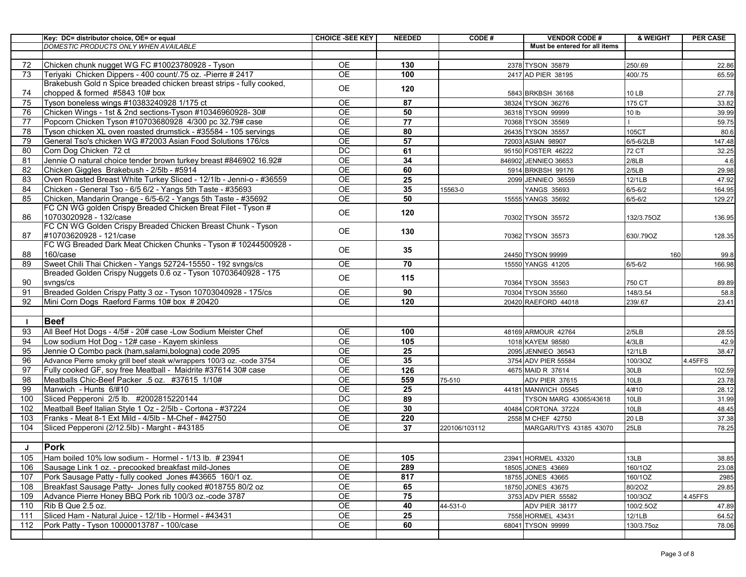| | Key: DC= distributor choice, OE= or equal | CHOICE -SEE KEY | NEEDED | CODE # | VENDOR CODE # | & WEIGHT | PER CASE |
|---|---|---|---|---|---|---|---|
| | *DOMESTIC PRODUCTS ONLY WHEN AVAILABLE* | | | | Must be entered for all items | | |
| | | | | | | | |
| 72 | Chicken chunk nugget WG FC #10023780928 - Tyson | OE | 130 | 2378 | TYSON 35879 | 250/.69 | 22.86 |
| 73 | Teriyaki Chicken Dippers - 400 count/.75 oz. -Pierre # 2417 | OE | 100 | 2417 | AD PIER 38195 | 400/.75 | 65.59 |
| 74 | Brakebush Gold n Spice breaded chicken breast strips - fully cooked, chopped & formed #5843 10# box | OE | 120 | 5843 | BRKBSH 36168 | 10 LB | 27.78 |
| 75 | Tyson boneless wings #10383240928 1/175 ct | OE | 87 | 38324 | TYSON 36276 | 175 CT | 33.82 |
| 76 | Chicken Wings - 1st & 2nd sections-Tyson #10346960928- 30# | OE | 50 | 36318 | TYSON 99999 | 10 lb | 39.99 |
| 77 | Popcorn Chicken Tyson #10703680928 4/300 pc 32.79# case | OE | 77 | 70368 | TYSON 35569 | l | 59.75 |
| 78 | Tyson chicken XL oven roasted drumstick - #35584 - 105 servings | OE | 80 | 26435 | TYSON 35557 | 105CT | 80.6 |
| 79 | General Tso's chicken WG #72003 Asian Food Solutions 176/cs | OE | 57 | 72003 | ASIAN 98907 | 6/5-6/2LB | 147.48 |
| 80 | Corn Dog Chicken 72 ct | DC | 61 | 95150 | FOSTER 46222 | 72 CT | 32.25 |
| 81 | Jennie O natural choice tender brown turkey breast #846902 16.92# | OE | 34 | 846902 | JENNIEO 36653 | 2/8LB | 4.6 |
| 82 | Chicken Giggles Brakebush - 2/5lb - #5914 | OE | 60 | 5914 | BRKBSH 99176 | 2/5LB | 29.98 |
| 83 | Oven Roasted Breast White Turkey Sliced - 12/1lb - Jenni-o - #36559 | OE | 25 | 2099 | JENNIEO 36559 | 12/1LB | 47.92 |
| 84 | Chicken - General Tso - 6/5 6/2 - Yangs 5th Taste - #35693 | OE | 35 | 15563-0 | YANGS 35693 | 6/5-6/2 | 164.95 |
| 85 | Chicken, Mandarin Orange - 6/5-6/2 - Yangs 5th Taste - #35692 | OE | 50 | 15555 | YANGS 35692 | 6/5-6/2 | 129.27 |
| 86 | FC CN WG golden Crispy Breaded Chicken Breat Filet - Tyson # 10703020928 - 132/case | OE | 120 | 70302 | TYSON 35572 | 132/3.75OZ | 136.95 |
| 87 | FC CN WG Golden Crispy Breaded Chicken Breast Chunk - Tyson #10703620928 - 121/case | OE | 130 | 70362 | TYSON 35573 | 630/.79OZ | 128.35 |
| 88 | FC WG Breaded Dark Meat Chicken Chunks - Tyson # 10244500928 - 160/case | OE | 35 | 24450 | TYSON 99999 | 160 | 99.8 |
| 89 | Sweet Chili Thai Chicken - Yangs 52724-15550 - 192 svngs/cs | OE | 70 | 15550 | YANGS 41205 | 6/5-6/2 | 166.98 |
| 90 | Breaded Golden Crispy Nuggets 0.6 oz - Tyson 10703640928 - 175 svngs/cs | OE | 115 | 70364 | TYSON 35563 | 750 CT | 89.89 |
| 91 | Breaded Golden Crispy Patty 3 oz - Tyson 10703040928 - 175/cs | OE | 90 | 70304 | TYSON 35560 | 148/3.54 | 58.8 |
| 92 | Mini Corn Dogs Raeford Farms 10# box # 20420 | OE | 120 | 20420 | RAEFORD 44018 | 239/.67 | 23.41 |
| | | | | | | | |
| I | **Beef** | | | | | | |
| 93 | All Beef Hot Dogs - 4/5# - 20# case -Low Sodium Meister Chef | OE | 100 | 48169 | ARMOUR 42764 | 2/5LB | 28.55 |
| 94 | Low sodium Hot Dog - 12# case - Kayem skinless | OE | 105 | 1018 | KAYEM 98580 | 4/3LB | 42.9 |
| 95 | Jennie O Combo pack (ham,salami,bologna) code 2095 | OE | 25 | 2095 | JENNIEO 36543 | 12/1LB | 38.47 |
| 96 | Advance Pierre smoky grill beef steak w/wrappers 100/3 oz. -code 3754 | OE | 35 | 3754 | ADV PIER 55584 | 100/3OZ | 4.45FFS |
| 97 | Fully cooked GF, soy free Meatball - Maidrite #37614 30# case | OE | 126 | 4675 | MAID R 37614 | 30LB | 102.59 |
| 98 | Meatballs Chic-Beef Packer .5 oz. #37615 1/10# | OE | 559 | 75-510 | ADV PIER 37615 | 10LB | 23.78 |
| 99 | Manwich - Hunts 6/#10 | OE | 25 | 44181 | MANWICH 05545 | 4/#10 | 28.12 |
| 100 | Sliced Pepperoni 2/5 lb. #2002815220144 | DC | 89 | | TYSON MARG 43065/43618 | 10LB | 31.99 |
| 102 | Meatball Beef Italian Style 1 Oz - 2/5lb - Cortona - #37224 | OE | 30 | 40484 | CORTONA 37224 | 10LB | 48.45 |
| 103 | Franks - Meat 8-1 Ext Mild - 4/5lb - M-Chef - #42750 | OE | 220 | 2558 | M CHEF 42750 | 20 LB | 37.38 |
| 104 | Sliced Pepperoni (2/12.5lb) - Marght - #43185 | OE | 37 | 220106/103112 | MARGARI/TYS 43185 43070 | 25LB | 78.25 |
| | | | | | | | |
| J | **Pork** | | | | | | |
| 105 | Ham boiled 10% low sodium - Hormel - 1/13 lb. # 23941 | OE | 105 | 23941 | HORMEL 43320 | 13LB | 38.85 |
| 106 | Sausage Link 1 oz. - precooked breakfast mild-Jones | OE | 289 | 18505 | JONES 43669 | 160/1OZ | 23.08 |
| 107 | Pork Sausage Patty - fully cooked Jones #43665 160/1 oz. | OE | 817 | 18755 | JONES 43665 | 160/1OZ | 2985 |
| 108 | Breakfast Sausage Patty- Jones fully cooked #018755 80/2 oz | OE | 65 | 18750 | JONES 43675 | 80/2OZ | 29.85 |
| 109 | Advance Pierre Honey BBQ Pork rib 100/3 oz.-code 3787 | OE | 75 | 3753 | ADV PIER 55582 | 100/3OZ | 4.45FFS |
| 110 | Rib B Que 2.5 oz. | OE | 40 | 44-531-0 | ADV PIER 38177 | 100/2.5OZ | 47.89 |
| 111 | Sliced Ham - Natural Juice - 12/1lb - Hormel - #43431 | OE | 25 | 7558 | HORMEL 43431 | 12/1LB | 64.52 |
| 112 | Pork Patty - Tyson 10000013787 - 100/case | OE | 60 | 68041 | TYSON 99999 | 130/3.75oz | 78.06 |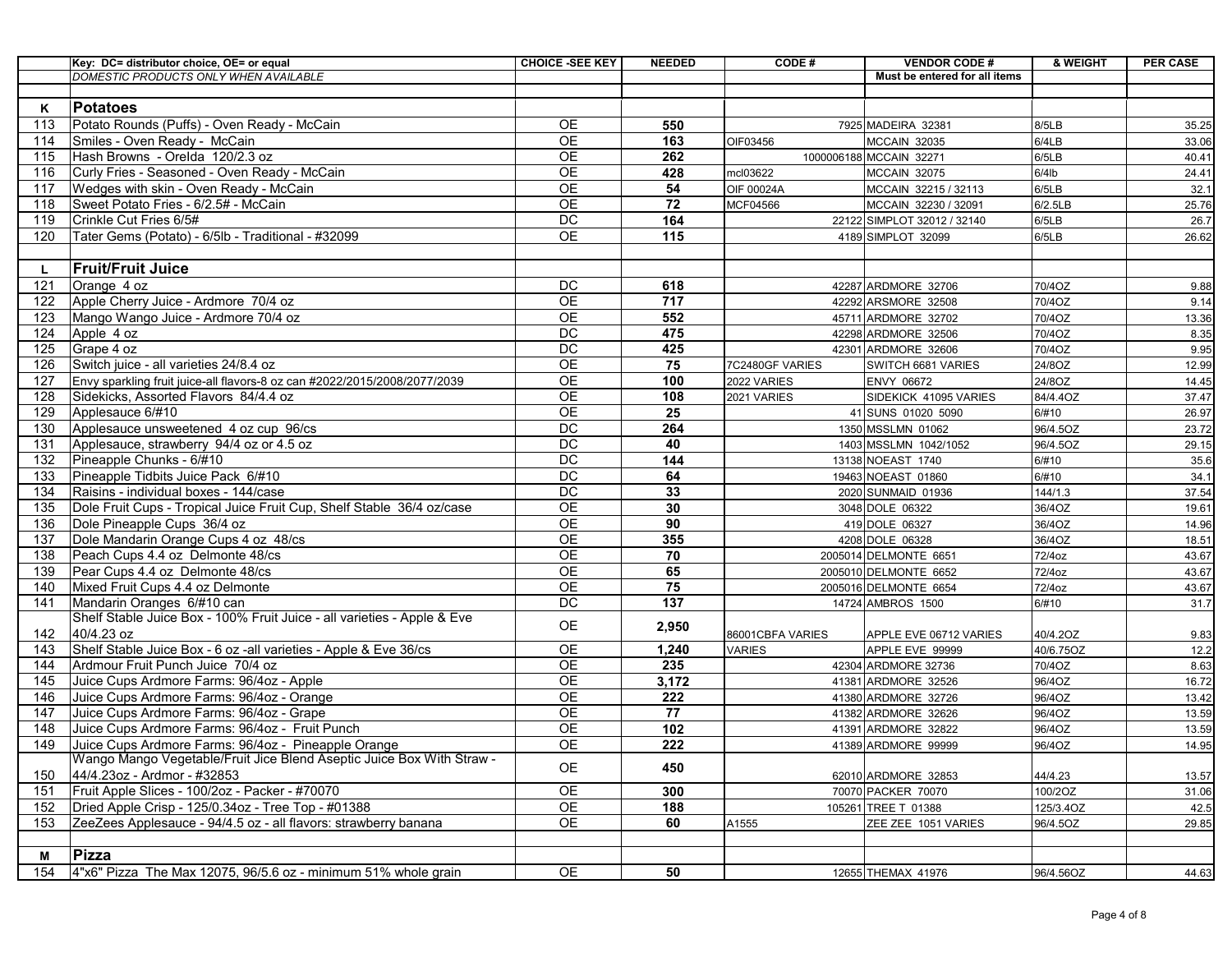| | Key: DC= distributor choice, OE= or equal | CHOICE -SEE KEY | NEEDED | CODE # | VENDOR CODE # | & WEIGHT | PER CASE |
|---|---|---|---|---|---|---|---|
| | *DOMESTIC PRODUCTS ONLY WHEN AVAILABLE* | | | | Must be entered for all items | | |
| | | | | | | | |
| **K** | **Potatoes** | | | | | | |
| 113 | Potato Rounds (Puffs) - Oven Ready - McCain | OE | 550 | 7925 | MADEIRA 32381 | 8/5LB | 35.25 |
| 114 | Smiles - Oven Ready - McCain | OE | 163 | OIF03456 | MCCAIN 32035 | 6/4LB | 33.06 |
| 115 | Hash Browns - Orelda 120/2.3 oz | OE | 262 | 1000006188 | MCCAIN 32271 | 6/5LB | 40.41 |
| 116 | Curly Fries - Seasoned - Oven Ready - McCain | OE | 428 | mcl03622 | MCCAIN 32075 | 6/4lb | 24.41 |
| 117 | Wedges with skin - Oven Ready - McCain | OE | 54 | OIF 00024A | MCCAIN 32215 / 32113 | 6/5LB | 32.1 |
| 118 | Sweet Potato Fries - 6/2.5# - McCain | OE | 72 | MCF04566 | MCCAIN 32230 / 32091 | 6/2.5LB | 25.76 |
| 119 | Crinkle Cut Fries 6/5# | DC | 164 | 22122 | SIMPLOT 32012 / 32140 | 6/5LB | 26.7 |
| 120 | Tater Gems (Potato) - 6/5lb - Traditional - #32099 | OE | 115 | 4189 | SIMPLOT 32099 | 6/5LB | 26.62 |
| | | | | | | | |
| **L** | **Fruit/Fruit Juice** | | | | | | |
| 121 | Orange 4 oz | DC | 618 | 42287 | ARDMORE 32706 | 70/4OZ | 9.88 |
| 122 | Apple Cherry Juice - Ardmore 70/4 oz | OE | 717 | 42292 | ARSMORE 32508 | 70/4OZ | 9.14 |
| 123 | Mango Wango Juice - Ardmore 70/4 oz | OE | 552 | 45711 | ARDMORE 32702 | 70/4OZ | 13.36 |
| 124 | Apple 4 oz | DC | 475 | 42298 | ARDMORE 32506 | 70/4OZ | 8.35 |
| 125 | Grape 4 oz | DC | 425 | 42301 | ARDMORE 32606 | 70/4OZ | 9.95 |
| 126 | Switch juice - all varieties 24/8.4 oz | OE | 75 | 7C2480GF VARIES | SWITCH 6681 VARIES | 24/8OZ | 12.99 |
| 127 | Envy sparkling fruit juice-all flavors-8 oz can #2022/2015/2008/2077/2039 | OE | 100 | 2022 VARIES | ENVY 06672 | 24/8OZ | 14.45 |
| 128 | Sidekicks, Assorted Flavors 84/4.4 oz | OE | 108 | 2021 VARIES | SIDEKICK 41095 VARIES | 84/4.4OZ | 37.47 |
| 129 | Applesauce 6/#10 | OE | 25 | 41 | SUNS 01020 5090 | 6/#10 | 26.97 |
| 130 | Applesauce unsweetened 4 oz cup 96/cs | DC | 264 | 1350 | MSSLMN 01062 | 96/4.5OZ | 23.72 |
| 131 | Applesauce, strawberry 94/4 oz or 4.5 oz | DC | 40 | 1403 | MSSLMN 1042/1052 | 96/4.5OZ | 29.15 |
| 132 | Pineapple Chunks - 6/#10 | DC | 144 | 13138 | NOEAST 1740 | 6/#10 | 35.6 |
| 133 | Pineapple Tidbits Juice Pack 6/#10 | DC | 64 | 19463 | NOEAST 01860 | 6/#10 | 34.1 |
| 134 | Raisins - individual boxes - 144/case | DC | 33 | 2020 | SUNMAID 01936 | 144/1.3 | 37.54 |
| 135 | Dole Fruit Cups - Tropical Juice Fruit Cup, Shelf Stable 36/4 oz/case | OE | 30 | 3048 | DOLE 06322 | 36/4OZ | 19.61 |
| 136 | Dole Pineapple Cups 36/4 oz | OE | 90 | 419 | DOLE 06327 | 36/4OZ | 14.96 |
| 137 | Dole Mandarin Orange Cups 4 oz 48/cs | OE | 355 | 4208 | DOLE 06328 | 36/4OZ | 18.51 |
| 138 | Peach Cups 4.4 oz Delmonte 48/cs | OE | 70 | 2005014 | DELMONTE 6651 | 72/4oz | 43.67 |
| 139 | Pear Cups 4.4 oz Delmonte 48/cs | OE | 65 | 2005010 | DELMONTE 6652 | 72/4oz | 43.67 |
| 140 | Mixed Fruit Cups 4.4 oz Delmonte | OE | 75 | 2005016 | DELMONTE 6654 | 72/4oz | 43.67 |
| 141 | Mandarin Oranges 6/#10 can | DC | 137 | 14724 | AMBROS 1500 | 6/#10 | 31.7 |
| 142 | Shelf Stable Juice Box - 100% Fruit Juice - all varieties - Apple & Eve 40/4.23 oz | OE | 2,950 | 86001CBFA VARIES | APPLE EVE 06712 VARIES | 40/4.2OZ | 9.83 |
| 143 | Shelf Stable Juice Box - 6 oz -all varieties - Apple & Eve 36/cs | OE | 1,240 | VARIES | APPLE EVE 99999 | 40/6.75OZ | 12.2 |
| 144 | Ardmour Fruit Punch Juice 70/4 oz | OE | 235 | 42304 | ARDMORE 32736 | 70/4OZ | 8.63 |
| 145 | Juice Cups Ardmore Farms: 96/4oz - Apple | OE | 3,172 | 41381 | ARDMORE 32526 | 96/4OZ | 16.72 |
| 146 | Juice Cups Ardmore Farms: 96/4oz - Orange | OE | 222 | 41380 | ARDMORE 32726 | 96/4OZ | 13.42 |
| 147 | Juice Cups Ardmore Farms: 96/4oz - Grape | OE | 77 | 41382 | ARDMORE 32626 | 96/4OZ | 13.59 |
| 148 | Juice Cups Ardmore Farms: 96/4oz - Fruit Punch | OE | 102 | 41391 | ARDMORE 32822 | 96/4OZ | 13.59 |
| 149 | Juice Cups Ardmore Farms: 96/4oz - Pineapple Orange | OE | 222 | 41389 | ARDMORE 99999 | 96/4OZ | 14.95 |
| 150 | Wango Mango Vegetable/Fruit Jice Blend Aseptic Juice Box With Straw - 44/4.23oz - Ardmor - #32853 | OE | 450 | 62010 | ARDMORE 32853 | 44/4.23 | 13.57 |
| 151 | Fruit Apple Slices - 100/2oz - Packer - #70070 | OE | 300 | 70070 | PACKER 70070 | 100/2OZ | 31.06 |
| 152 | Dried Apple Crisp - 125/0.34oz - Tree Top - #01388 | OE | 188 | 105261 | TREE T 01388 | 125/3.4OZ | 42.5 |
| 153 | ZeeZees Applesauce - 94/4.5 oz - all flavors: strawberry banana | OE | 60 | A1555 | ZEE ZEE 1051 VARIES | 96/4.5OZ | 29.85 |
| | | | | | | | |
| **M** | **Pizza** | | | | | | |
| 154 | 4"x6" Pizza The Max 12075, 96/5.6 oz - minimum 51% whole grain | OE | 50 | 12655 | THEMAX 41976 | 96/4.56OZ | 44.63 |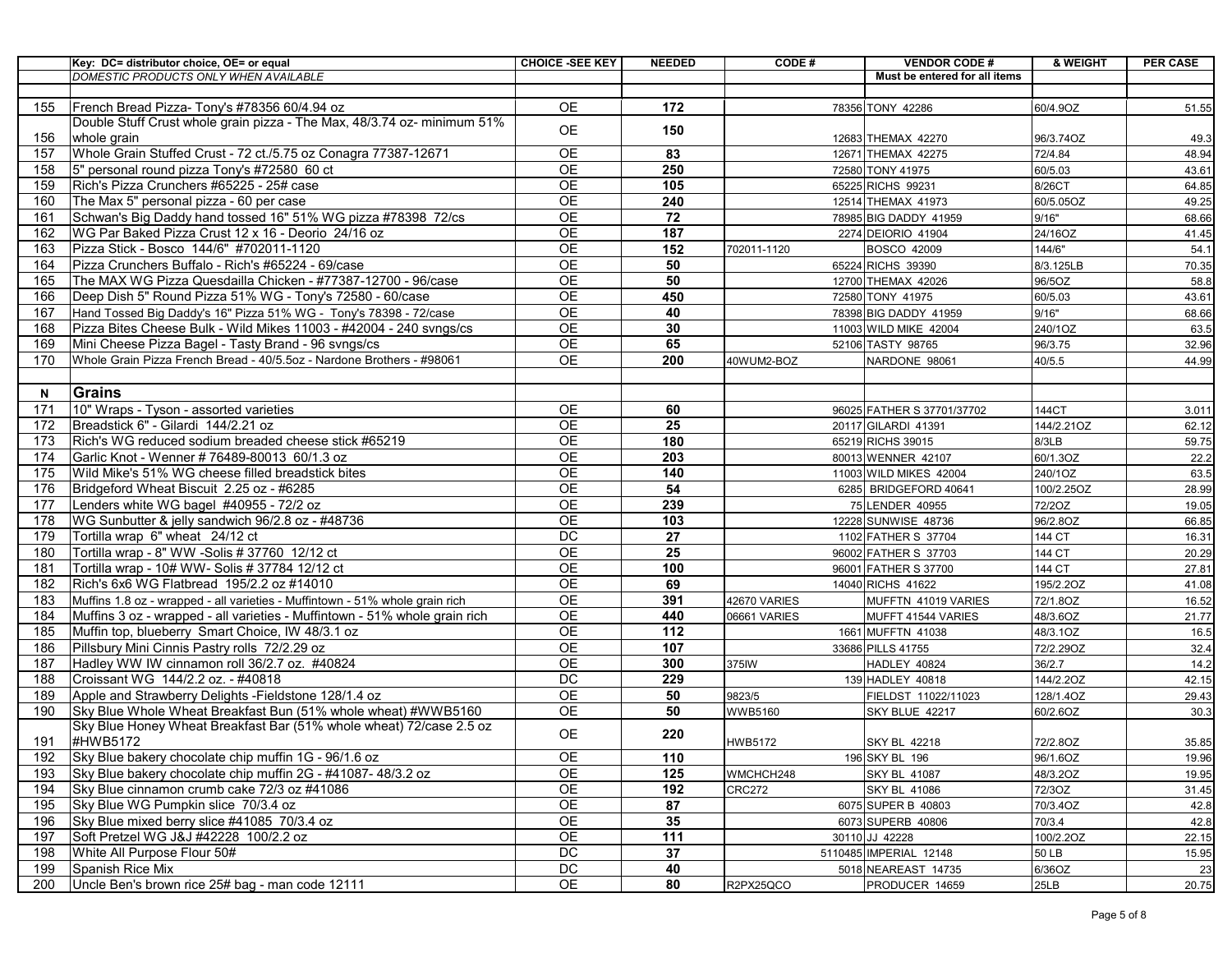| | Key: DC= distributor choice, OE= or equal | CHOICE -SEE KEY | NEEDED | CODE # | VENDOR CODE # | & WEIGHT | PER CASE |
|---|---|---|---|---|---|---|---|
| | *DOMESTIC PRODUCTS ONLY WHEN AVAILABLE* | | | | Must be entered for all items | | |
| | | | | | | | |
| 155 | French Bread Pizza- Tony's #78356 60/4.94 oz | OE | 172 | 78356 | TONY 42286 | 60/4.9OZ | 51.55 |
| 156 | Double Stuff Crust whole grain pizza - The Max, 48/3.74 oz- minimum 51% whole grain | OE | 150 | 12683 | THEMAX 42270 | 96/3.74OZ | 49.3 |
| 157 | Whole Grain Stuffed Crust - 72 ct./5.75 oz Conagra 77387-12671 | OE | 83 | 12671 | THEMAX 42275 | 72/4.84 | 48.94 |
| 158 | 5" personal round pizza Tony's #72580 60 ct | OE | 250 | 72580 | TONY 41975 | 60/5.03 | 43.61 |
| 159 | Rich's Pizza Crunchers #65225 - 25# case | OE | 105 | 65225 | RICHS 99231 | 8/26CT | 64.85 |
| 160 | The Max 5" personal pizza - 60 per case | OE | 240 | 12514 | THEMAX 41973 | 60/5.05OZ | 49.25 |
| 161 | Schwan's Big Daddy hand tossed 16" 51% WG pizza #78398 72/cs | OE | 72 | 78985 | BIG DADDY 41959 | 9/16" | 68.66 |
| 162 | WG Par Baked Pizza Crust 12 x 16 - Deorio 24/16 oz | OE | 187 | 2274 | DEIORIO 41904 | 24/16OZ | 41.45 |
| 163 | Pizza Stick - Bosco 144/6" #702011-1120 | OE | 152 | 702011-1120 | BOSCO 42009 | 144/6" | 54.1 |
| 164 | Pizza Crunchers Buffalo - Rich's #65224 - 69/case | OE | 50 | 65224 | RICHS 39390 | 8/3.125LB | 70.35 |
| 165 | The MAX WG Pizza Quesdailla Chicken - #77387-12700 - 96/case | OE | 50 | 12700 | THEMAX 42026 | 96/5OZ | 58.8 |
| 166 | Deep Dish 5" Round Pizza 51% WG - Tony's 72580 - 60/case | OE | 450 | 72580 | TONY 41975 | 60/5.03 | 43.61 |
| 167 | Hand Tossed Big Daddy's 16" Pizza 51% WG - Tony's 78398 - 72/case | OE | 40 | 78398 | BIG DADDY 41959 | 9/16" | 68.66 |
| 168 | Pizza Bites Cheese Bulk - Wild Mikes 11003 - #42004 - 240 svngs/cs | OE | 30 | 11003 | WILD MIKE 42004 | 240/1OZ | 63.5 |
| 169 | Mini Cheese Pizza Bagel - Tasty Brand - 96 svngs/cs | OE | 65 | 52106 | TASTY 98765 | 96/3.75 | 32.96 |
| 170 | Whole Grain Pizza French Bread - 40/5.5oz - Nardone Brothers - #98061 | OE | 200 | 40WUM2-BOZ | NARDONE 98061 | 40/5.5 | 44.99 |
| | | | | | | | |
| **N** | **Grains** | | | | | | |
| 171 | 10" Wraps - Tyson - assorted varieties | OE | 60 | 96025 | FATHER S 37701/37702 | 144CT | 3.011 |
| 172 | Breadstick 6" - Gilardi 144/2.21 oz | OE | 25 | 20117 | GILARDI 41391 | 144/2.21OZ | 62.12 |
| 173 | Rich's WG reduced sodium breaded cheese stick #65219 | OE | 180 | 65219 | RICHS 39015 | 8/3LB | 59.75 |
| 174 | Garlic Knot - Wenner # 76489-80013 60/1.3 oz | OE | 203 | 80013 | WENNER 42107 | 60/1.3OZ | 22.2 |
| 175 | Wild Mike's 51% WG cheese filled breadstick bites | OE | 140 | 11003 | WILD MIKES 42004 | 240/1OZ | 63.5 |
| 176 | Bridgeford Wheat Biscuit 2.25 oz - #6285 | OE | 54 | 6285 | BRIDGEFORD 40641 | 100/2.25OZ | 28.99 |
| 177 | Lenders white WG bagel #40955 - 72/2 oz | OE | 239 | 75 | LENDER 40955 | 72/2OZ | 19.05 |
| 178 | WG Sunbutter & jelly sandwich 96/2.8 oz - #48736 | OE | 103 | 12228 | SUNWISE 48736 | 96/2.8OZ | 66.85 |
| 179 | Tortilla wrap 6" wheat 24/12 ct | DC | 27 | 1102 | FATHER S 37704 | 144 CT | 16.31 |
| 180 | Tortilla wrap - 8" WW -Solis # 37760 12/12 ct | OE | 25 | 96002 | FATHER S 37703 | 144 CT | 20.29 |
| 181 | Tortilla wrap - 10# WW- Solis # 37784 12/12 ct | OE | 100 | 96001 | FATHER S 37700 | 144 CT | 27.81 |
| 182 | Rich's 6x6 WG Flatbread 195/2.2 oz #14010 | OE | 69 | 14040 | RICHS 41622 | 195/2.2OZ | 41.08 |
| 183 | Muffins 1.8 oz - wrapped - all varieties - Muffintown - 51% whole grain rich | OE | 391 | 42670 VARIES | MUFFTN 41019 VARIES | 72/1.8OZ | 16.52 |
| 184 | Muffins 3 oz - wrapped - all varieties - Muffintown - 51% whole grain rich | OE | 440 | 06661 VARIES | MUFFT 41544 VARIES | 48/3.6OZ | 21.77 |
| 185 | Muffin top, blueberry Smart Choice, IW 48/3.1 oz | OE | 112 | 1661 | MUFFTN 41038 | 48/3.1OZ | 16.5 |
| 186 | Pillsbury Mini Cinnis Pastry rolls 72/2.29 oz | OE | 107 | 33686 | PILLS 41755 | 72/2.29OZ | 32.4 |
| 187 | Hadley WW IW cinnamon roll 36/2.7 oz. #40824 | OE | 300 | 375IW | HADLEY 40824 | 36/2.7 | 14.2 |
| 188 | Croissant WG 144/2.2 oz. - #40818 | DC | 229 | 139 | HADLEY 40818 | 144/2.2OZ | 42.15 |
| 189 | Apple and Strawberry Delights -Fieldstone 128/1.4 oz | OE | 50 | 9823/5 | FIELDST 11022/11023 | 128/1.4OZ | 29.43 |
| 190 | Sky Blue Whole Wheat Breakfast Bun (51% whole wheat) #WWB5160 | OE | 50 | WWB5160 | SKY BLUE 42217 | 60/2.6OZ | 30.3 |
| 191 | Sky Blue Honey Wheat Breakfast Bar (51% whole wheat) 72/case 2.5 oz #HWB5172 | OE | 220 | HWB5172 | SKY BL 42218 | 72/2.8OZ | 35.85 |
| 192 | Sky Blue bakery chocolate chip muffin 1G - 96/1.6 oz | OE | 110 | 196 | SKY BL 196 | 96/1.6OZ | 19.96 |
| 193 | Sky Blue bakery chocolate chip muffin 2G - #41087- 48/3.2 oz | OE | 125 | WMCHCH248 | SKY BL 41087 | 48/3.2OZ | 19.95 |
| 194 | Sky Blue cinnamon crumb cake 72/3 oz #41086 | OE | 192 | CRC272 | SKY BL 41086 | 72/3OZ | 31.45 |
| 195 | Sky Blue WG Pumpkin slice 70/3.4 oz | OE | 87 | 6075 | SUPER B 40803 | 70/3.4OZ | 42.8 |
| 196 | Sky Blue mixed berry slice #41085 70/3.4 oz | OE | 35 | 6073 | SUPERB 40806 | 70/3.4 | 42.8 |
| 197 | Soft Pretzel WG J&J #42228 100/2.2 oz | OE | 111 | 30110 | JJ 42228 | 100/2.2OZ | 22.15 |
| 198 | White All Purpose Flour 50# | DC | 37 | 5110485 | IMPERIAL 12148 | 50 LB | 15.95 |
| 199 | Spanish Rice Mix | DC | 40 | 5018 | NEAREAST 14735 | 6/36OZ | 23 |
| 200 | Uncle Ben's brown rice 25# bag - man code 12111 | OE | 80 | R2PX25QCO | PRODUCER 14659 | 25LB | 20.75 |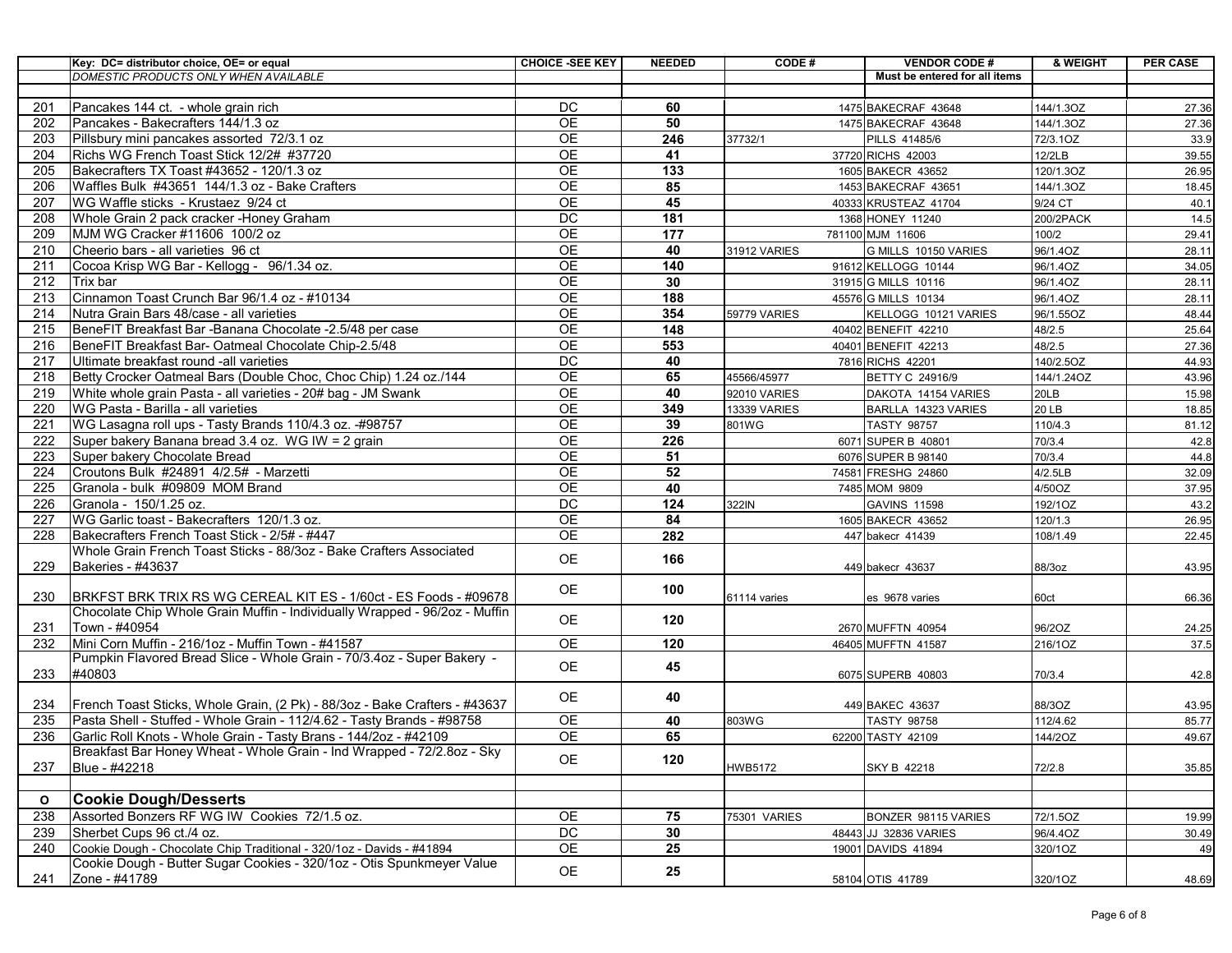| | Key: DC= distributor choice, OE= or equal | CHOICE -SEE KEY | NEEDED | CODE # | VENDOR CODE # | & WEIGHT | PER CASE |
|---|---|---|---|---|---|---|---|
| | DOMESTIC PRODUCTS ONLY WHEN AVAILABLE | | | | Must be entered for all items | | |
| | | | | | | | |
| 201 | Pancakes 144 ct. - whole grain rich | DC | 60 | | 1475 BAKECRAF 43648 | 144/1.3OZ | 27.36 |
| 202 | Pancakes - Bakecrafters 144/1.3 oz | OE | 50 | | 1475 BAKECRAF 43648 | 144/1.3OZ | 27.36 |
| 203 | Pillsbury mini pancakes assorted 72/3.1 oz | OE | 246 | 37732/1 | PILLS 41485/6 | 72/3.1OZ | 33.9 |
| 204 | Richs WG French Toast Stick 12/2# #37720 | OE | 41 | | 37720 RICHS 42003 | 12/2LB | 39.55 |
| 205 | Bakecrafters TX Toast #43652 - 120/1.3 oz | OE | 133 | | 1605 BAKECR 43652 | 120/1.3OZ | 26.95 |
| 206 | Waffles Bulk #43651 144/1.3 oz - Bake Crafters | OE | 85 | | 1453 BAKECRAF 43651 | 144/1.3OZ | 18.45 |
| 207 | WG Waffle sticks - Krustaez 9/24 ct | OE | 45 | | 40333 KRUSTEAZ 41704 | 9/24 CT | 40.1 |
| 208 | Whole Grain 2 pack cracker -Honey Graham | DC | 181 | | 1368 HONEY 11240 | 200/2PACK | 14.5 |
| 209 | MJM WG Cracker #11606 100/2 oz | OE | 177 | | 781100 MJM 11606 | 100/2 | 29.41 |
| 210 | Cheerio bars - all varieties 96 ct | OE | 40 | 31912 VARIES | G MILLS 10150 VARIES | 96/1.4OZ | 28.11 |
| 211 | Cocoa Krisp WG Bar - Kellogg - 96/1.34 oz. | OE | 140 | | 91612 KELLOGG 10144 | 96/1.4OZ | 34.05 |
| 212 | Trix bar | OE | 30 | | 31915 G MILLS 10116 | 96/1.4OZ | 28.11 |
| 213 | Cinnamon Toast Crunch Bar 96/1.4 oz - #10134 | OE | 188 | | 45576 G MILLS 10134 | 96/1.4OZ | 28.11 |
| 214 | Nutra Grain Bars 48/case - all varieties | OE | 354 | 59779 VARIES | KELLOGG 10121 VARIES | 96/1.55OZ | 48.44 |
| 215 | BeneFIT Breakfast Bar -Banana Chocolate -2.5/48 per case | OE | 148 | | 40402 BENEFIT 42210 | 48/2.5 | 25.64 |
| 216 | BeneFIT Breakfast Bar- Oatmeal Chocolate Chip-2.5/48 | OE | 553 | | 40401 BENEFIT 42213 | 48/2.5 | 27.36 |
| 217 | Ultimate breakfast round -all varieties | DC | 40 | | 7816 RICHS 42201 | 140/2.5OZ | 44.93 |
| 218 | Betty Crocker Oatmeal Bars (Double Choc, Choc Chip) 1.24 oz./144 | OE | 65 | 45566/45977 | BETTY C 24916/9 | 144/1.24OZ | 43.96 |
| 219 | White whole grain Pasta - all varieties - 20# bag - JM Swank | OE | 40 | 92010 VARIES | DAKOTA 14154 VARIES | 20LB | 15.98 |
| 220 | WG Pasta - Barilla - all varieties | OE | 349 | 13339 VARIES | BARLLA 14323 VARIES | 20 LB | 18.85 |
| 221 | WG Lasagna roll ups - Tasty Brands 110/4.3 oz. -#98757 | OE | 39 | 801WG | TASTY 98757 | 110/4.3 | 81.12 |
| 222 | Super bakery Banana bread 3.4 oz. WG IW = 2 grain | OE | 226 | | 6071 SUPER B 40801 | 70/3.4 | 42.8 |
| 223 | Super bakery Chocolate Bread | OE | 51 | | 6076 SUPER B 98140 | 70/3.4 | 44.8 |
| 224 | Croutons Bulk #24891 4/2.5# - Marzetti | OE | 52 | | 74581 FRESHG 24860 | 4/2.5LB | 32.09 |
| 225 | Granola - bulk #09809 MOM Brand | OE | 40 | | 7485 MOM 9809 | 4/50OZ | 37.95 |
| 226 | Granola - 150/1.25 oz. | DC | 124 | 322IN | GAVINS 11598 | 192/1OZ | 43.2 |
| 227 | WG Garlic toast - Bakecrafters 120/1.3 oz. | OE | 84 | | 1605 BAKECR 43652 | 120/1.3 | 26.95 |
| 228 | Bakecrafters French Toast Stick - 2/5# - #447 | OE | 282 | | 447 bakecr 41439 | 108/1.49 | 22.45 |
| 229 | Whole Grain French Toast Sticks - 88/3oz - Bake Crafters Associated Bakeries - #43637 | OE | 166 | | 449 bakecr 43637 | 88/3oz | 43.95 |
| 230 | BRKFST BRK TRIX RS WG CEREAL KIT ES - 1/60ct - ES Foods - #09678 | OE | 100 | 61114 varies | es 9678 varies | 60ct | 66.36 |
| 231 | Chocolate Chip Whole Grain Muffin - Individually Wrapped - 96/2oz - Muffin Town - #40954 | OE | 120 | | 2670 MUFFTN 40954 | 96/2OZ | 24.25 |
| 232 | Mini Corn Muffin - 216/1oz - Muffin Town - #41587 | OE | 120 | | 46405 MUFFTN 41587 | 216/1OZ | 37.5 |
| 233 | Pumpkin Flavored Bread Slice - Whole Grain - 70/3.4oz - Super Bakery - #40803 | OE | 45 | | 6075 SUPERB 40803 | 70/3.4 | 42.8 |
| 234 | French Toast Sticks, Whole Grain, (2 Pk) - 88/3oz - Bake Crafters - #43637 | OE | 40 | | 449 BAKEC 43637 | 88/3OZ | 43.95 |
| 235 | Pasta Shell - Stuffed - Whole Grain - 112/4.62 - Tasty Brands - #98758 | OE | 40 | 803WG | TASTY 98758 | 112/4.62 | 85.77 |
| 236 | Garlic Roll Knots - Whole Grain - Tasty Brans - 144/2oz - #42109 | OE | 65 | | 62200 TASTY 42109 | 144/2OZ | 49.67 |
| 237 | Breakfast Bar Honey Wheat - Whole Grain - Ind Wrapped - 72/2.8oz - Sky Blue - #42218 | OE | 120 | HWB5172 | SKY B 42218 | 72/2.8 | 35.85 |
| | | | | | | | |
| O | **Cookie Dough/Desserts** | | | | | | |
| 238 | Assorted Bonzers RF WG IW Cookies 72/1.5 oz. | OE | 75 | 75301 VARIES | BONZER 98115 VARIES | 72/1.5OZ | 19.99 |
| 239 | Sherbet Cups 96 ct./4 oz. | DC | 30 | | 48443 JJ 32836 VARIES | 96/4.4OZ | 30.49 |
| 240 | Cookie Dough - Chocolate Chip Traditional - 320/1oz - Davids - #41894 | OE | 25 | | 19001 DAVIDS 41894 | 320/1OZ | 49 |
| 241 | Cookie Dough - Butter Sugar Cookies - 320/1oz - Otis Spunkmeyer Value Zone - #41789 | OE | 25 | | 58104 OTIS 41789 | 320/1OZ | 48.69 |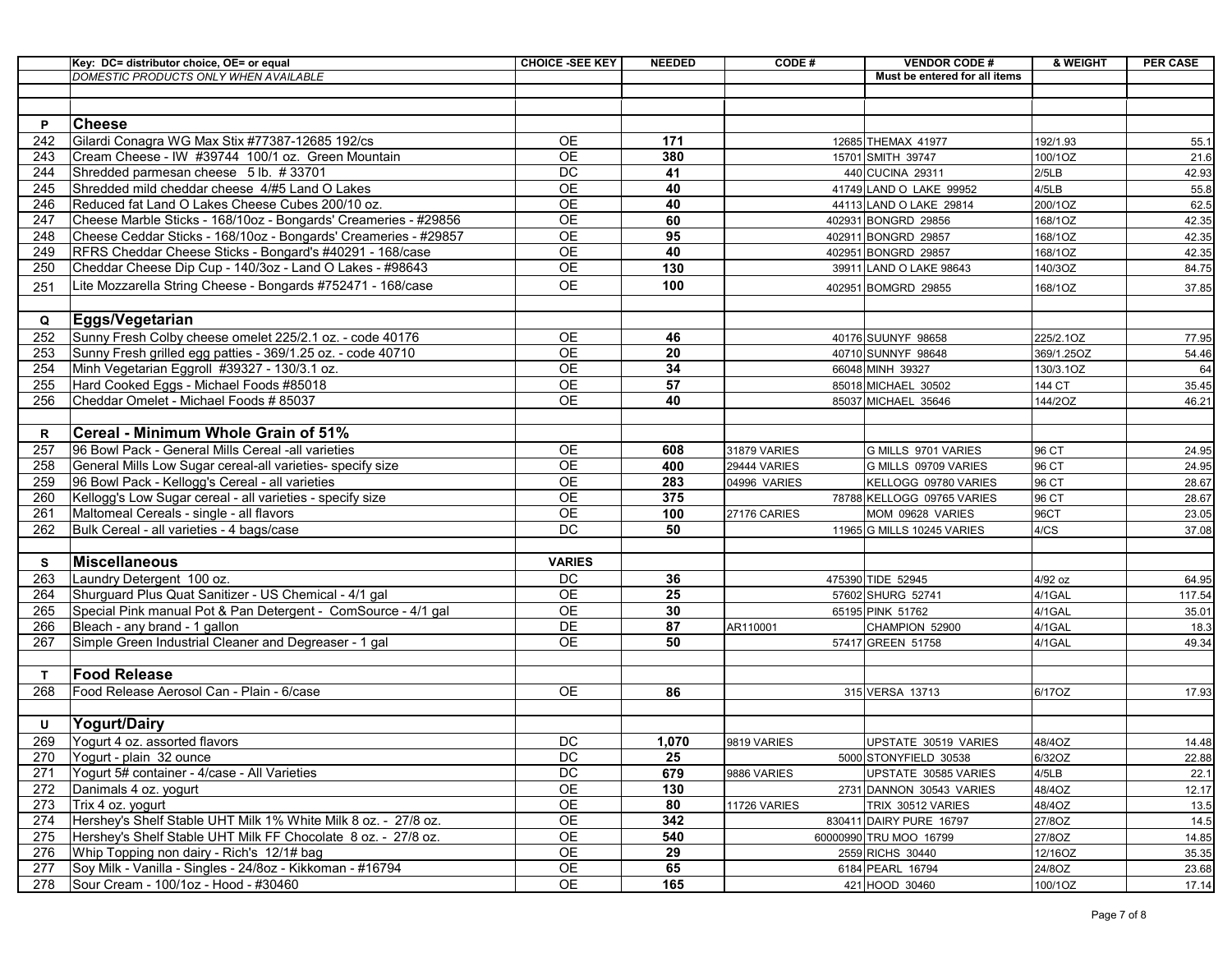| | Key: DC= distributor choice, OE= or equal | CHOICE -SEE KEY | NEEDED | CODE # | VENDOR CODE # | & WEIGHT | PER CASE |
|---|---|---|---|---|---|---|---|
| | *DOMESTIC PRODUCTS ONLY WHEN AVAILABLE* | | | | Must be entered for all items | | |
| | | | | | | | |
| | | | | | | | |
| **P** | **Cheese** | | | | | | |
| 242 | Gilardi Conagra WG Max Stix #77387-12685 192/cs | OE | **171** | 12685 | THEMAX 41977 | 192/1.93 | 55.1 |
| 243 | Cream Cheese - IW #39744 100/1 oz. Green Mountain | OE | **380** | 15701 | SMITH 39747 | 100/1OZ | 21.6 |
| 244 | Shredded parmesan cheese 5 lb. # 33701 | DC | **41** | 440 | CUCINA 29311 | 2/5LB | 42.93 |
| 245 | Shredded mild cheddar cheese 4/#5 Land O Lakes | OE | **40** | 41749 | LAND O LAKE 99952 | 4/5LB | 55.8 |
| 246 | Reduced fat Land O Lakes Cheese Cubes 200/10 oz. | OE | **40** | 44113 | LAND O LAKE 29814 | 200/1OZ | 62.5 |
| 247 | Cheese Marble Sticks - 168/10oz - Bongards' Creameries - #29856 | OE | **60** | 402931 | BONGRD 29856 | 168/1OZ | 42.35 |
| 248 | Cheese Ceddar Sticks - 168/10oz - Bongards' Creameries - #29857 | OE | **95** | 402911 | BONGRD 29857 | 168/1OZ | 42.35 |
| 249 | RFRS Cheddar Cheese Sticks - Bongard's #40291 - 168/case | OE | **40** | 402951 | BONGRD 29857 | 168/1OZ | 42.35 |
| 250 | Cheddar Cheese Dip Cup - 140/3oz - Land O Lakes - #98643 | OE | **130** | 39911 | LAND O LAKE 98643 | 140/3OZ | 84.75 |
| 251 | Lite Mozzarella String Cheese - Bongards #752471 - 168/case | OE | **100** | 402951 | BOMGRD 29855 | 168/1OZ | 37.85 |
| | | | | | | | |
| **Q** | **Eggs/Vegetarian** | | | | | | |
| 252 | Sunny Fresh Colby cheese omelet 225/2.1 oz. - code 40176 | OE | **46** | 40176 | SUUNYF 98658 | 225/2.1OZ | 77.95 |
| 253 | Sunny Fresh grilled egg patties - 369/1.25 oz. - code 40710 | OE | **20** | 40710 | SUNNYF 98648 | 369/1.25OZ | 54.46 |
| 254 | Minh Vegetarian Eggroll #39327 - 130/3.1 oz. | OE | **34** | 66048 | MINH 39327 | 130/3.1OZ | 64 |
| 255 | Hard Cooked Eggs - Michael Foods #85018 | OE | **57** | 85018 | MICHAEL 30502 | 144 CT | 35.45 |
| 256 | Cheddar Omelet - Michael Foods # 85037 | OE | **40** | 85037 | MICHAEL 35646 | 144/2OZ | 46.21 |
| | | | | | | | |
| **R** | **Cereal - Minimum Whole Grain of 51%** | | | | | | |
| 257 | 96 Bowl Pack - General Mills Cereal -all varieties | OE | **608** | 31879 VARIES | G MILLS 9701 VARIES | 96 CT | 24.95 |
| 258 | General Mills Low Sugar cereal-all varieties- specify size | OE | **400** | 29444 VARIES | G MILLS 09709 VARIES | 96 CT | 24.95 |
| 259 | 96 Bowl Pack - Kellogg's Cereal - all varieties | OE | **283** | 04996 VARIES | KELLOGG 09780 VARIES | 96 CT | 28.67 |
| 260 | Kellogg's Low Sugar cereal - all varieties - specify size | OE | **375** | 78788 | KELLOGG 09765 VARIES | 96 CT | 28.67 |
| 261 | Maltomeal Cereals - single - all flavors | OE | **100** | 27176 CARIES | MOM 09628 VARIES | 96CT | 23.05 |
| 262 | Bulk Cereal - all varieties - 4 bags/case | DC | **50** | 11965 | G MILLS 10245 VARIES | 4/CS | 37.08 |
| | | | | | | | |
| **S** | **Miscellaneous** | **VARIES** | | | | | |
| 263 | Laundry Detergent 100 oz. | DC | **36** | 475390 | TIDE 52945 | 4/92 oz | 64.95 |
| 264 | Shurguard Plus Quat Sanitizer - US Chemical - 4/1 gal | OE | **25** | 57602 | SHURG 52741 | 4/1GAL | 117.54 |
| 265 | Special Pink manual Pot & Pan Detergent - ComSource - 4/1 gal | OE | **30** | 65195 | PINK 51762 | 4/1GAL | 35.01 |
| 266 | Bleach - any brand - 1 gallon | DE | **87** | AR110001 | CHAMPION 52900 | 4/1GAL | 18.3 |
| 267 | Simple Green Industrial Cleaner and Degreaser - 1 gal | OE | **50** | 57417 | GREEN 51758 | 4/1GAL | 49.34 |
| | | | | | | | |
| **T** | **Food Release** | | | | | | |
| 268 | Food Release Aerosol Can - Plain - 6/case | OE | **86** | 315 | VERSA 13713 | 6/17OZ | 17.93 |
| | | | | | | | |
| **U** | **Yogurt/Dairy** | | | | | | |
| 269 | Yogurt 4 oz. assorted flavors | DC | **1,070** | 9819 VARIES | UPSTATE 30519 VARIES | 48/4OZ | 14.48 |
| 270 | Yogurt - plain 32 ounce | DC | **25** | 5000 | STONYFIELD 30538 | 6/32OZ | 22.88 |
| 271 | Yogurt 5# container - 4/case - All Varieties | DC | **679** | 9886 VARIES | UPSTATE 30585 VARIES | 4/5LB | 22.1 |
| 272 | Danimals 4 oz. yogurt | OE | **130** | 2731 | DANNON 30543 VARIES | 48/4OZ | 12.17 |
| 273 | Trix 4 oz. yogurt | OE | **80** | 11726 VARIES | TRIX 30512 VARIES | 48/4OZ | 13.5 |
| 274 | Hershey's Shelf Stable UHT Milk 1% White Milk 8 oz. - 27/8 oz. | OE | **342** | 830411 | DAIRY PURE 16797 | 27/8OZ | 14.5 |
| 275 | Hershey's Shelf Stable UHT Milk FF Chocolate 8 oz. - 27/8 oz. | OE | **540** | 60000990 | TRU MOO 16799 | 27/8OZ | 14.85 |
| 276 | Whip Topping non dairy - Rich's 12/1# bag | OE | **29** | 2559 | RICHS 30440 | 12/16OZ | 35.35 |
| 277 | Soy Milk - Vanilla - Singles - 24/8oz - Kikkoman - #16794 | OE | **65** | 6184 | PEARL 16794 | 24/8OZ | 23.68 |
| 278 | Sour Cream - 100/1oz - Hood - #30460 | OE | **165** | 421 | HOOD 30460 | 100/1OZ | 17.14 |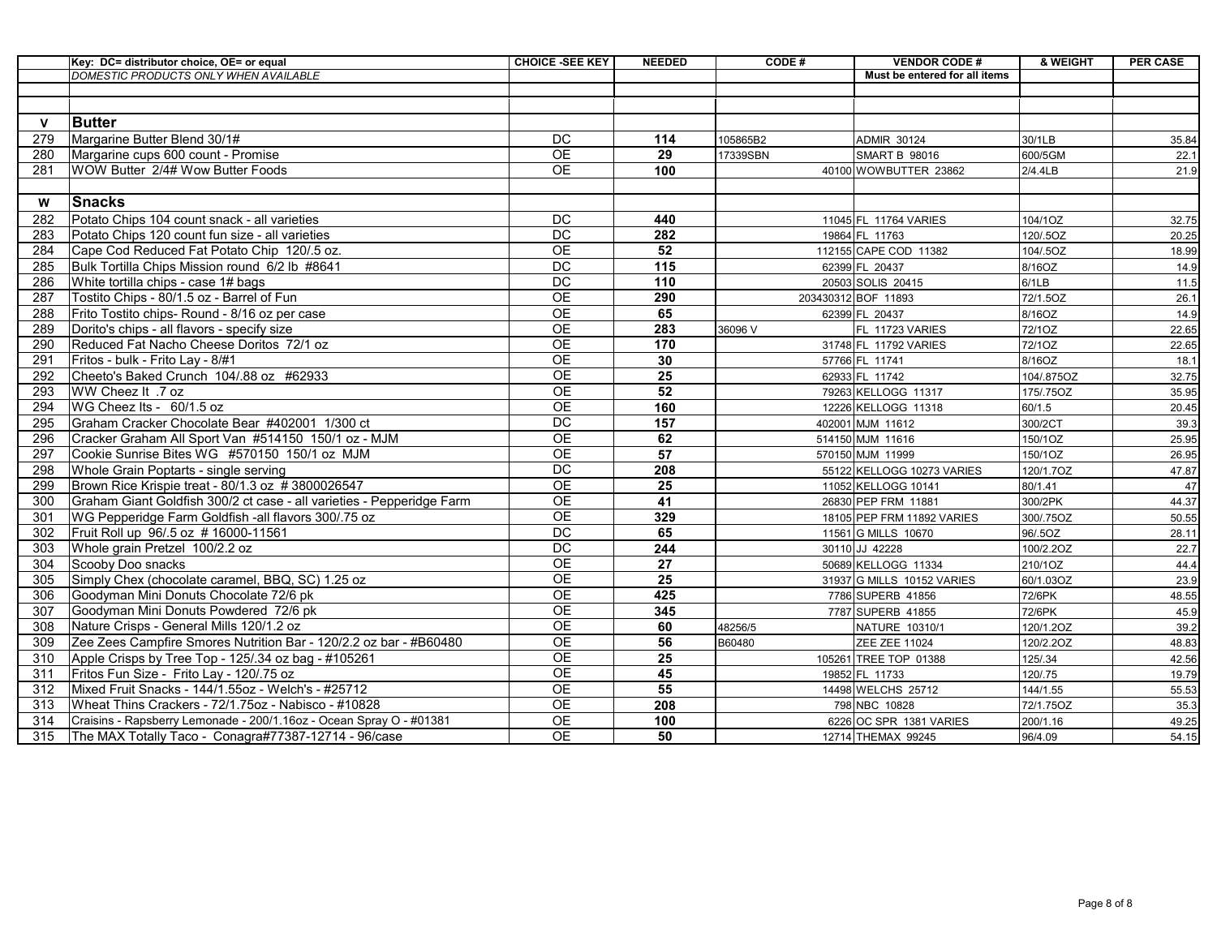| | Key: DC= distributor choice, OE= or equal | CHOICE -SEE KEY | NEEDED | CODE # | VENDOR CODE # | & WEIGHT | PER CASE |
|---|---|---|---|---|---|---|---|
| | DOMESTIC PRODUCTS ONLY WHEN AVAILABLE | | | | Must be entered for all items | | |
| | | | | | | | |
| | | | | | | | |
| V | **Butter** | | | | | | |
| 279 | Margarine Butter Blend 30/1# | DC | 114 | 105865B2 | ADMIR 30124 | 30/1LB | 35.84 |
| 280 | Margarine cups 600 count - Promise | OE | 29 | 17339SBN | SMART B 98016 | 600/5GM | 22.1 |
| 281 | WOW Butter 2/4# Wow Butter Foods | OE | 100 | 40100 | WOWBUTTER 23862 | 2/4.4LB | 21.9 |
| | | | | | | | |
| W | **Snacks** | | | | | | |
| 282 | Potato Chips 104 count snack - all varieties | DC | 440 | 11045 | FL 11764 VARIES | 104/1OZ | 32.75 |
| 283 | Potato Chips 120 count fun size - all varieties | DC | 282 | 19864 | FL 11763 | 120/.5OZ | 20.25 |
| 284 | Cape Cod Reduced Fat Potato Chip 120/.5 oz. | OE | 52 | 112155 | CAPE COD 11382 | 104/.5OZ | 18.99 |
| 285 | Bulk Tortilla Chips Mission round 6/2 lb #8641 | DC | 115 | 62399 | FL 20437 | 8/16OZ | 14.9 |
| 286 | White tortilla chips - case 1# bags | DC | 110 | 20503 | SOLIS 20415 | 6/1LB | 11.5 |
| 287 | Tostito Chips - 80/1.5 oz - Barrel of Fun | OE | 290 | 203430312 | BOF 11893 | 72/1.5OZ | 26.1 |
| 288 | Frito Tostito chips- Round - 8/16 oz per case | OE | 65 | 62399 | FL 20437 | 8/16OZ | 14.9 |
| 289 | Dorito's chips - all flavors - specify size | OE | 283 | 36096 V | FL 11723 VARIES | 72/1OZ | 22.65 |
| 290 | Reduced Fat Nacho Cheese Doritos 72/1 oz | OE | 170 | 31748 | FL 11792 VARIES | 72/1OZ | 22.65 |
| 291 | Fritos - bulk - Frito Lay - 8/#1 | OE | 30 | 57766 | FL 11741 | 8/16OZ | 18.1 |
| 292 | Cheeto's Baked Crunch 104/.88 oz #62933 | OE | 25 | 62933 | FL 11742 | 104/.875OZ | 32.75 |
| 293 | WW Cheez It .7 oz | OE | 52 | 79263 | KELLOGG 11317 | 175/.75OZ | 35.95 |
| 294 | WG Cheez Its - 60/1.5 oz | OE | 160 | 12226 | KELLOGG 11318 | 60/1.5 | 20.45 |
| 295 | Graham Cracker Chocolate Bear #402001 1/300 ct | DC | 157 | 402001 | MJM 11612 | 300/2CT | 39.3 |
| 296 | Cracker Graham All Sport Van #514150 150/1 oz - MJM | OE | 62 | 514150 | MJM 11616 | 150/1OZ | 25.95 |
| 297 | Cookie Sunrise Bites WG #570150 150/1 oz MJM | OE | 57 | 570150 | MJM 11999 | 150/1OZ | 26.95 |
| 298 | Whole Grain Poptarts - single serving | DC | 208 | 55122 | KELLOGG 10273 VARIES | 120/1.7OZ | 47.87 |
| 299 | Brown Rice Krispie treat - 80/1.3 oz # 3800026547 | OE | 25 | 11052 | KELLOGG 10141 | 80/1.41 | 47 |
| 300 | Graham Giant Goldfish 300/2 ct case - all varieties - Pepperidge Farm | OE | 41 | 26830 | PEP FRM 11881 | 300/2PK | 44.37 |
| 301 | WG Pepperidge Farm Goldfish -all flavors 300/.75 oz | OE | 329 | 18105 | PEP FRM 11892 VARIES | 300/.75OZ | 50.55 |
| 302 | Fruit Roll up 96/.5 oz # 16000-11561 | DC | 65 | 11561 | G MILLS 10670 | 96/.5OZ | 28.11 |
| 303 | Whole grain Pretzel 100/2.2 oz | DC | 244 | 30110 | JJ 42228 | 100/2.2OZ | 22.7 |
| 304 | Scooby Doo snacks | OE | 27 | 50689 | KELLOGG 11334 | 210/1OZ | 44.4 |
| 305 | Simply Chex (chocolate caramel, BBQ, SC) 1.25 oz | OE | 25 | 31937 | G MILLS 10152 VARIES | 60/1.03OZ | 23.9 |
| 306 | Goodyman Mini Donuts Chocolate 72/6 pk | OE | 425 | 7786 | SUPERB 41856 | 72/6PK | 48.55 |
| 307 | Goodyman Mini Donuts Powdered 72/6 pk | OE | 345 | 7787 | SUPERB 41855 | 72/6PK | 45.9 |
| 308 | Nature Crisps - General Mills 120/1.2 oz | OE | 60 | 48256/5 | NATURE 10310/1 | 120/1.2OZ | 39.2 |
| 309 | Zee Zees Campfire Smores Nutrition Bar - 120/2.2 oz bar - #B60480 | OE | 56 | B60480 | ZEE ZEE 11024 | 120/2.2OZ | 48.83 |
| 310 | Apple Crisps by Tree Top - 125/.34 oz bag - #105261 | OE | 25 | 105261 | TREE TOP 01388 | 125/.34 | 42.56 |
| 311 | Fritos Fun Size - Frito Lay - 120/.75 oz | OE | 45 | 19852 | FL 11733 | 120/.75 | 19.79 |
| 312 | Mixed Fruit Snacks - 144/1.55oz - Welch's - #25712 | OE | 55 | 14498 | WELCHS 25712 | 144/1.55 | 55.53 |
| 313 | Wheat Thins Crackers - 72/1.75oz - Nabisco - #10828 | OE | 208 | 798 | NBC 10828 | 72/1.75OZ | 35.3 |
| 314 | Craisins - Rapsberry Lemonade - 200/1.16oz - Ocean Spray O - #01381 | OE | 100 | 6226 | OC SPR 1381 VARIES | 200/1.16 | 49.25 |
| 315 | The MAX Totally Taco - Conagra#77387-12714 - 96/case | OE | 50 | 12714 | THEMAX 99245 | 96/4.09 | 54.15 |